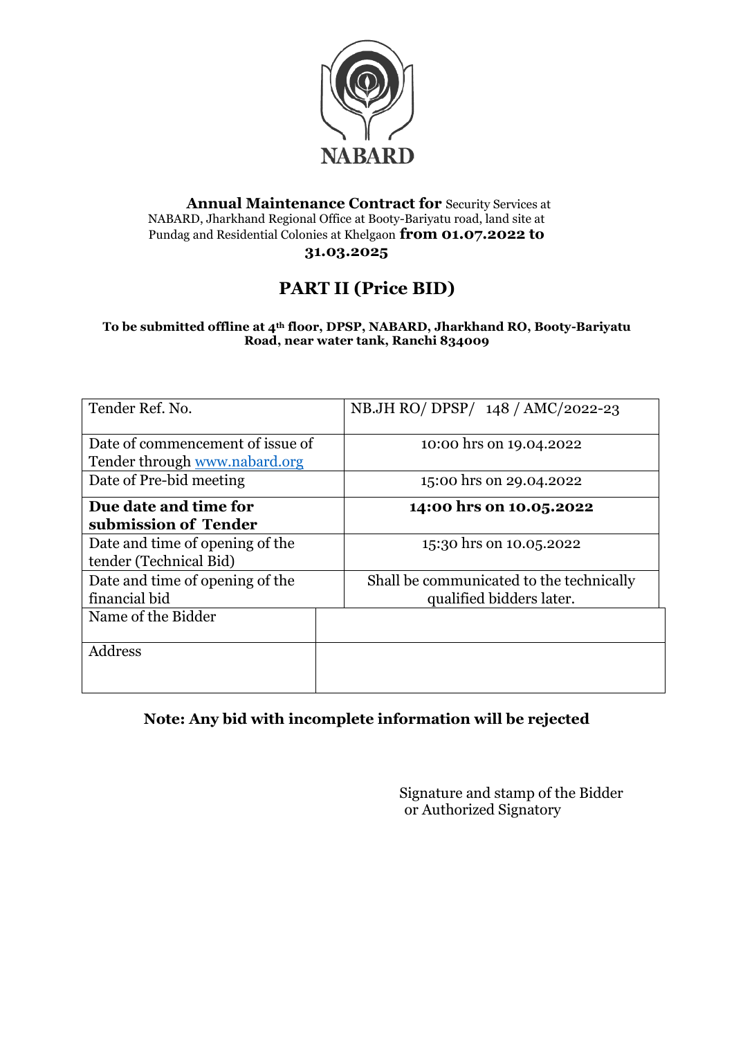NABARD

**Annual Maintenance Contract for** Security Services at NABARD, Jharkhand Regional Office at Booty-Bariyatu road, land site at Pundag and Residential Colonies at Khelgaon **from 01.07.2022 to 31.03.2025**

# PART II (Price BID)

**To be submitted offline at 4th floor, DPSP, NABARD, Jharkhand RO, Booty-Bariyatu Road, near water tank, Ranchi 834009**

| Tender Ref. No. | NB.JH RO/ DPSP/ 148 / AMC/2022-23 |
|---|---|
| Date of commencement of issue of Tender through www.nabard.org | 10:00 hrs on 19.04.2022 |
| Date of Pre-bid meeting | 15:00 hrs on 29.04.2022 |
| **Due date and time for submission of Tender** | **14:00 hrs on 10.05.2022** |
| Date and time of opening of the tender (Technical Bid) | 15:30 hrs on 10.05.2022 |
| Date and time of opening of the financial bid | Shall be communicated to the technically qualified bidders later. |
| Name of the Bidder | |
| Address | |

**Note: Any bid with incomplete information will be rejected**

Signature and stamp of the Bidder
or Authorized Signatory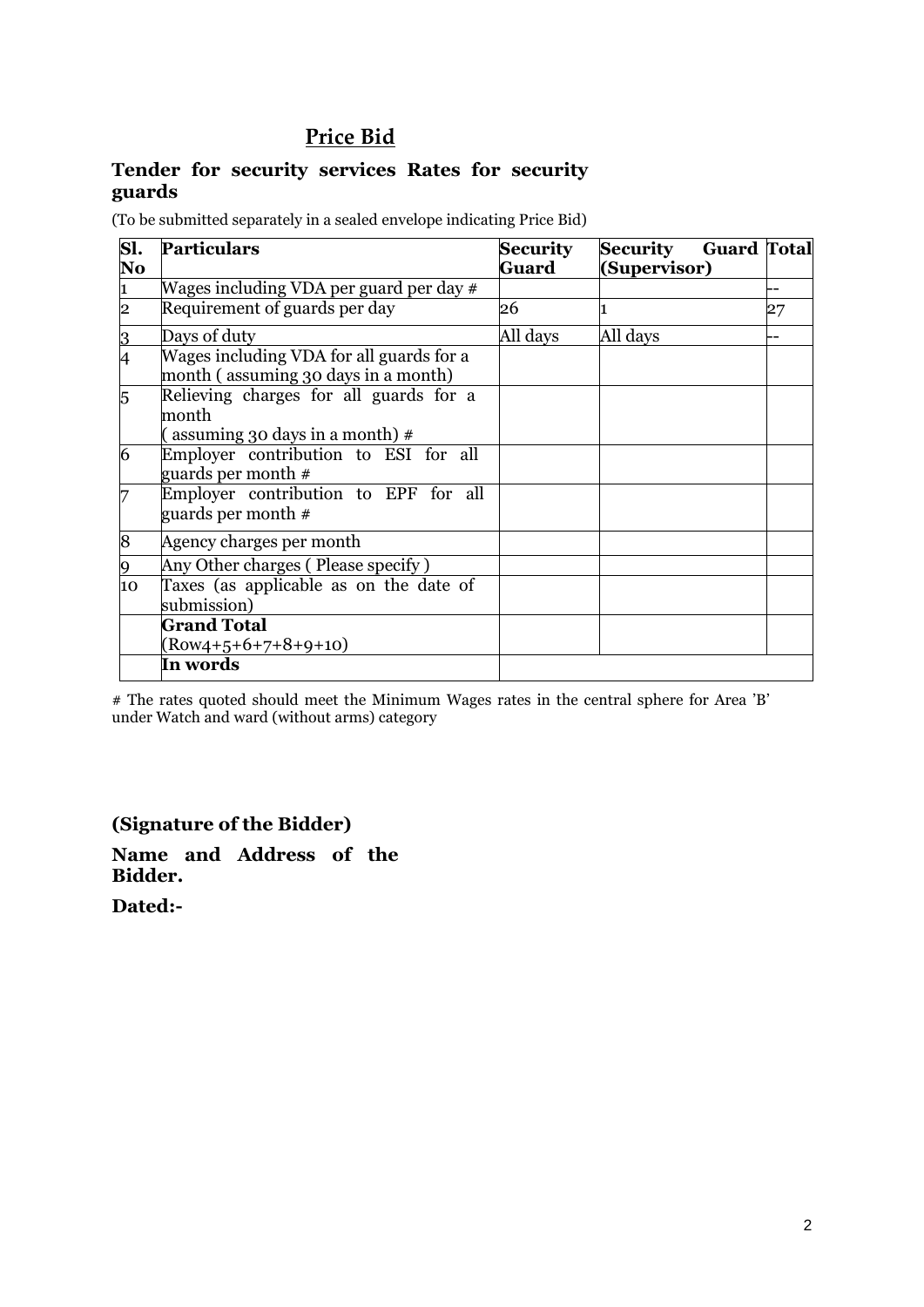## Price Bid

**Tender for security services Rates for security guards**

(To be submitted separately in a sealed envelope indicating Price Bid)

| Sl. No | Particulars | Security Guard | Security Guard (Supervisor) | Total |
|---|---|---|---|---|
| 1 | Wages including VDA per guard per day # | | | -- |
| 2 | Requirement of guards per day | 26 | 1 | 27 |
| 3 | Days of duty | All days | All days | -- |
| 4 | Wages including VDA for all guards for a month ( assuming 30 days in a month) | | | |
| 5 | Relieving charges for all guards for a month ( assuming 30 days in a month) # | | | |
| 6 | Employer contribution to ESI for all guards per month # | | | |
| 7 | Employer contribution to EPF for all guards per month # | | | |
| 8 | Agency charges per month | | | |
| 9 | Any Other charges ( Please specify ) | | | |
| 10 | Taxes (as applicable as on the date of submission) | | | |
| | **Grand Total** (Row4+5+6+7+8+9+10) | | | |
| | **In words** | | | |

# The rates quoted should meet the Minimum Wages rates in the central sphere for Area 'B' under Watch and ward (without arms) category

**(Signature of the Bidder)**

**Name and Address of the Bidder.**

**Dated:-**